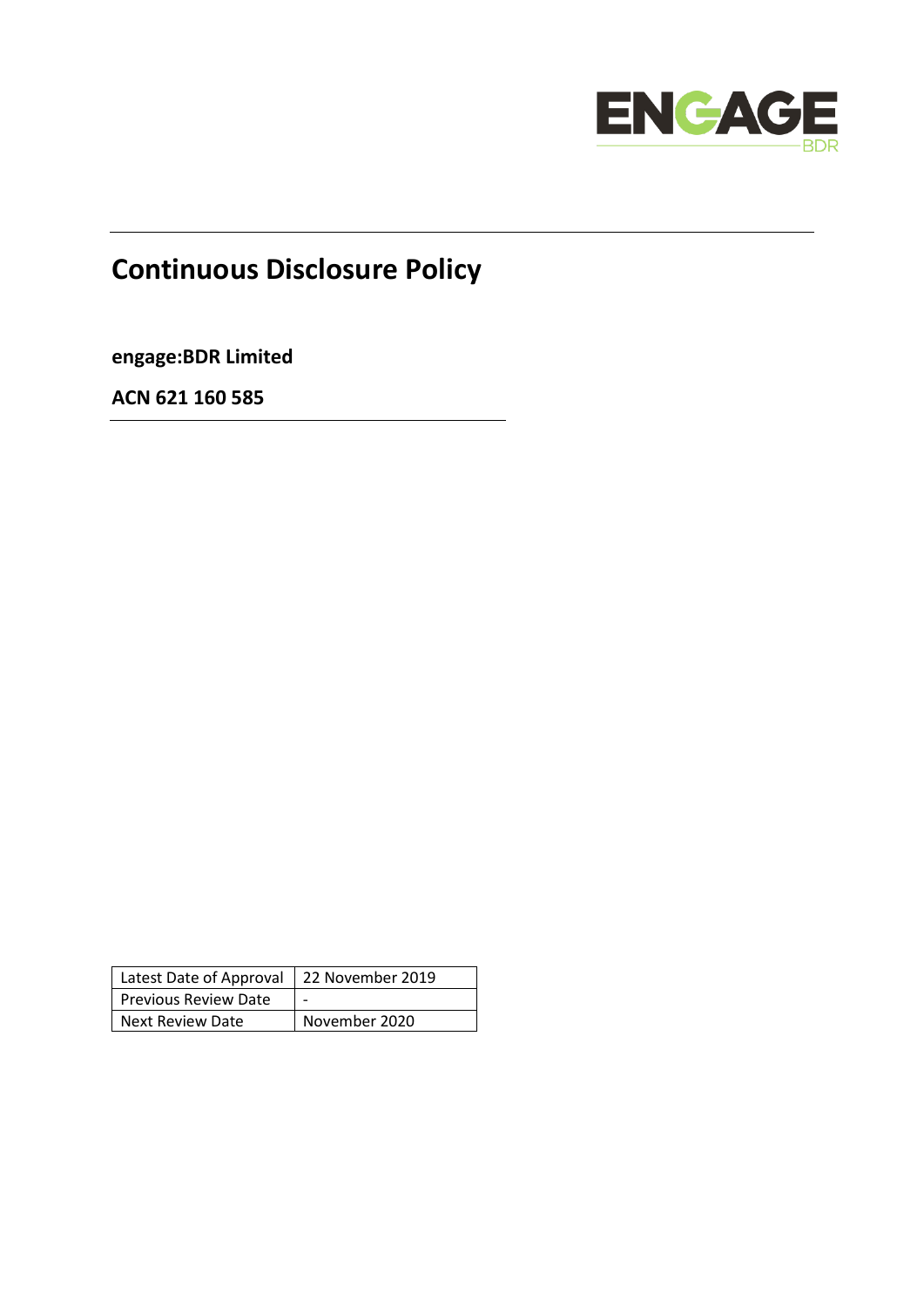ENGAGE BDR

# Continuous Disclosure Policy

**engage:BDR Limited**

**ACN 621 160 585**

| Latest Date of Approval | 22 November 2019 |
|---|---|
| Previous Review Date | - |
| Next Review Date | November 2020 |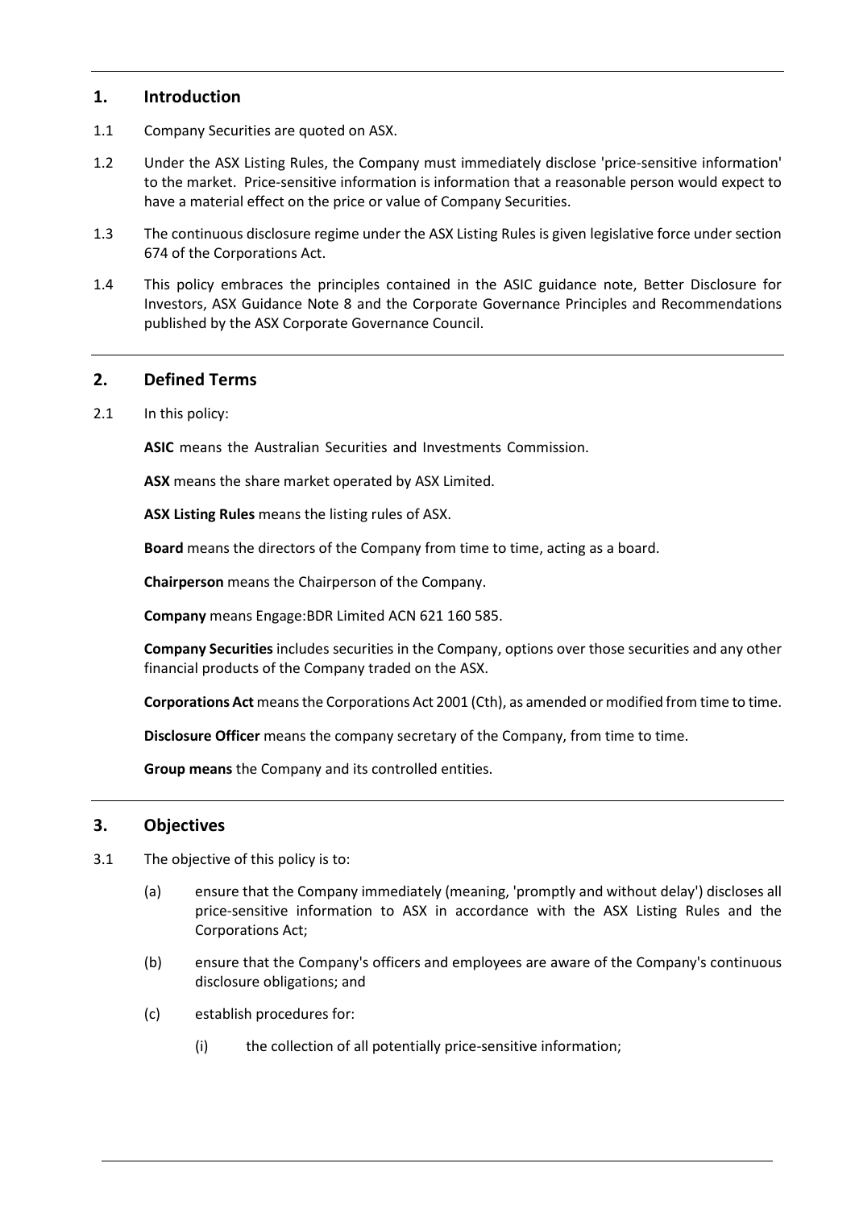## 1. Introduction

1.1 Company Securities are quoted on ASX.

1.2 Under the ASX Listing Rules, the Company must immediately disclose 'price-sensitive information' to the market. Price-sensitive information is information that a reasonable person would expect to have a material effect on the price or value of Company Securities.

1.3 The continuous disclosure regime under the ASX Listing Rules is given legislative force under section 674 of the Corporations Act.

1.4 This policy embraces the principles contained in the ASIC guidance note, Better Disclosure for Investors, ASX Guidance Note 8 and the Corporate Governance Principles and Recommendations published by the ASX Corporate Governance Council.

## 2. Defined Terms

2.1 In this policy:

**ASIC** means the Australian Securities and Investments Commission.

**ASX** means the share market operated by ASX Limited.

**ASX Listing Rules** means the listing rules of ASX.

**Board** means the directors of the Company from time to time, acting as a board.

**Chairperson** means the Chairperson of the Company.

**Company** means Engage:BDR Limited ACN 621 160 585.

**Company Securities** includes securities in the Company, options over those securities and any other financial products of the Company traded on the ASX.

**Corporations Act** means the Corporations Act 2001 (Cth), as amended or modified from time to time.

**Disclosure Officer** means the company secretary of the Company, from time to time.

**Group means** the Company and its controlled entities.

## 3. Objectives

3.1 The objective of this policy is to:

(a) ensure that the Company immediately (meaning, 'promptly and without delay') discloses all price-sensitive information to ASX in accordance with the ASX Listing Rules and the Corporations Act;

(b) ensure that the Company's officers and employees are aware of the Company's continuous disclosure obligations; and

(c) establish procedures for:

(i) the collection of all potentially price-sensitive information;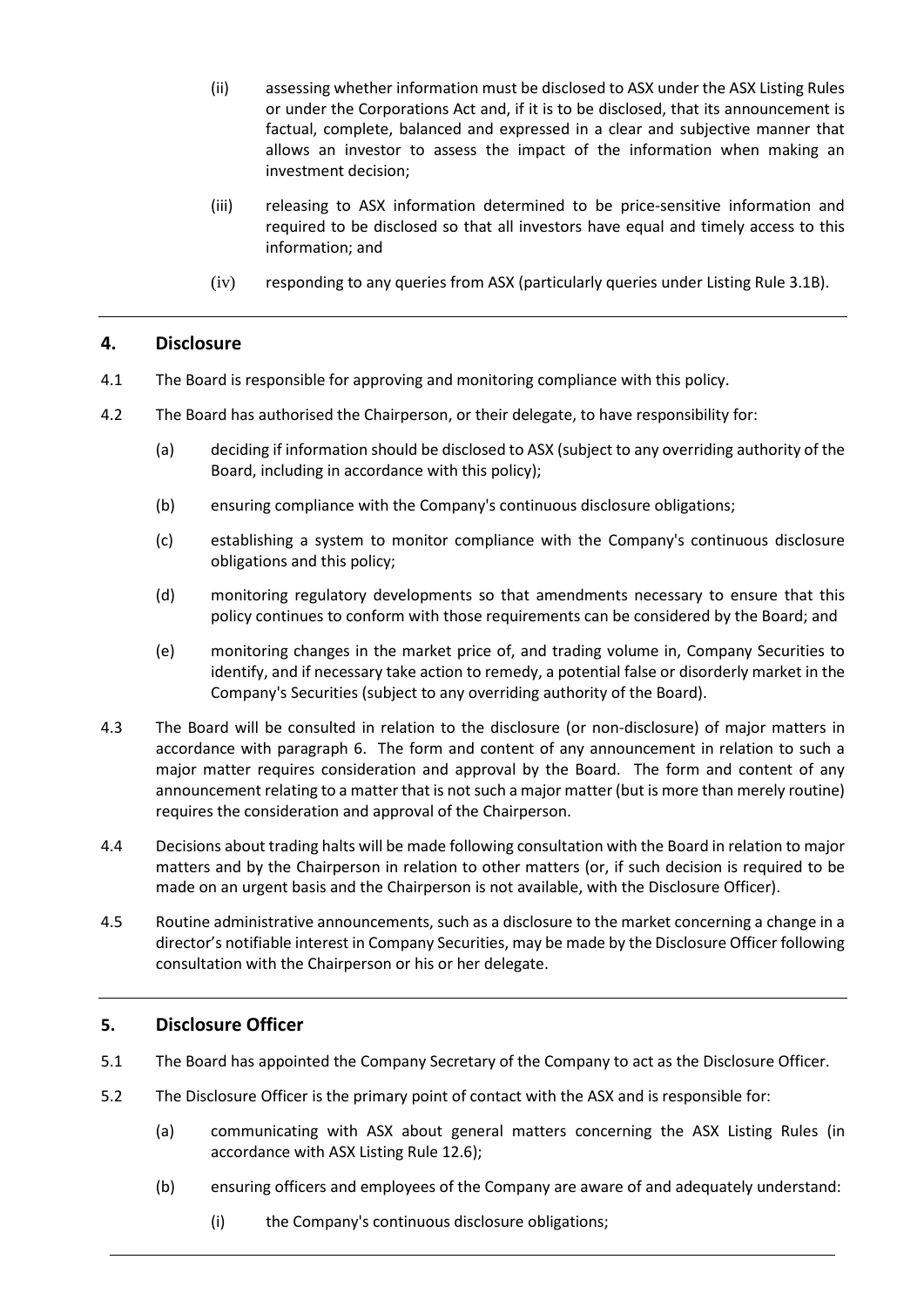(ii) assessing whether information must be disclosed to ASX under the ASX Listing Rules or under the Corporations Act and, if it is to be disclosed, that its announcement is factual, complete, balanced and expressed in a clear and subjective manner that allows an investor to assess the impact of the information when making an investment decision;

(iii) releasing to ASX information determined to be price-sensitive information and required to be disclosed so that all investors have equal and timely access to this information; and

(iv) responding to any queries from ASX (particularly queries under Listing Rule 3.1B).

## 4. Disclosure

4.1 The Board is responsible for approving and monitoring compliance with this policy.

4.2 The Board has authorised the Chairperson, or their delegate, to have responsibility for:

(a) deciding if information should be disclosed to ASX (subject to any overriding authority of the Board, including in accordance with this policy);

(b) ensuring compliance with the Company's continuous disclosure obligations;

(c) establishing a system to monitor compliance with the Company's continuous disclosure obligations and this policy;

(d) monitoring regulatory developments so that amendments necessary to ensure that this policy continues to conform with those requirements can be considered by the Board; and

(e) monitoring changes in the market price of, and trading volume in, Company Securities to identify, and if necessary take action to remedy, a potential false or disorderly market in the Company's Securities (subject to any overriding authority of the Board).

4.3 The Board will be consulted in relation to the disclosure (or non-disclosure) of major matters in accordance with paragraph 6. The form and content of any announcement in relation to such a major matter requires consideration and approval by the Board. The form and content of any announcement relating to a matter that is not such a major matter (but is more than merely routine) requires the consideration and approval of the Chairperson.

4.4 Decisions about trading halts will be made following consultation with the Board in relation to major matters and by the Chairperson in relation to other matters (or, if such decision is required to be made on an urgent basis and the Chairperson is not available, with the Disclosure Officer).

4.5 Routine administrative announcements, such as a disclosure to the market concerning a change in a director's notifiable interest in Company Securities, may be made by the Disclosure Officer following consultation with the Chairperson or his or her delegate.

## 5. Disclosure Officer

5.1 The Board has appointed the Company Secretary of the Company to act as the Disclosure Officer.

5.2 The Disclosure Officer is the primary point of contact with the ASX and is responsible for:

(a) communicating with ASX about general matters concerning the ASX Listing Rules (in accordance with ASX Listing Rule 12.6);

(b) ensuring officers and employees of the Company are aware of and adequately understand:

(i) the Company's continuous disclosure obligations;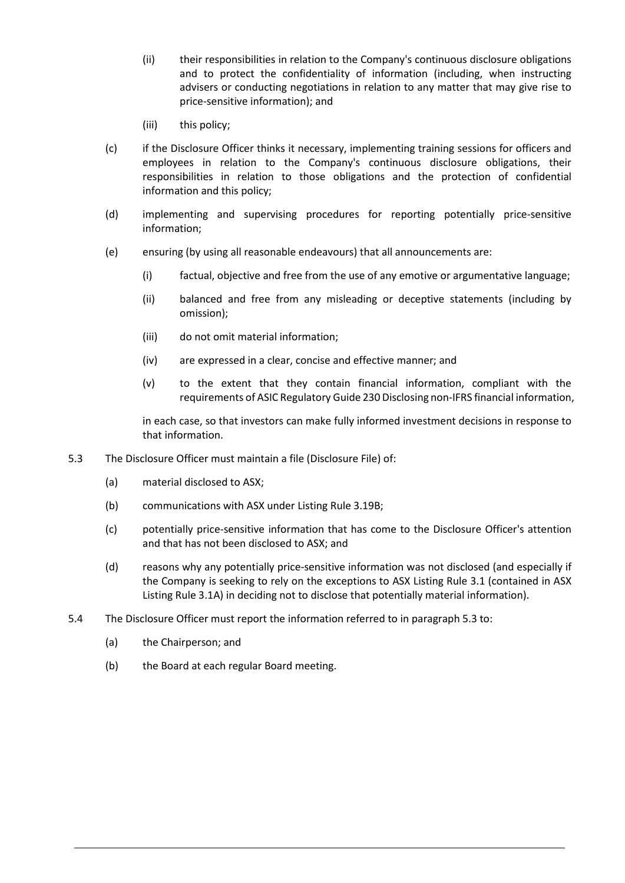(ii) their responsibilities in relation to the Company's continuous disclosure obligations and to protect the confidentiality of information (including, when instructing advisers or conducting negotiations in relation to any matter that may give rise to price-sensitive information); and

(iii) this policy;

(c) if the Disclosure Officer thinks it necessary, implementing training sessions for officers and employees in relation to the Company's continuous disclosure obligations, their responsibilities in relation to those obligations and the protection of confidential information and this policy;

(d) implementing and supervising procedures for reporting potentially price-sensitive information;

(e) ensuring (by using all reasonable endeavours) that all announcements are:

(i) factual, objective and free from the use of any emotive or argumentative language;

(ii) balanced and free from any misleading or deceptive statements (including by omission);

(iii) do not omit material information;

(iv) are expressed in a clear, concise and effective manner; and

(v) to the extent that they contain financial information, compliant with the requirements of ASIC Regulatory Guide 230 Disclosing non-IFRS financial information,

in each case, so that investors can make fully informed investment decisions in response to that information.

5.3 The Disclosure Officer must maintain a file (Disclosure File) of:

(a) material disclosed to ASX;

(b) communications with ASX under Listing Rule 3.19B;

(c) potentially price-sensitive information that has come to the Disclosure Officer's attention and that has not been disclosed to ASX; and

(d) reasons why any potentially price-sensitive information was not disclosed (and especially if the Company is seeking to rely on the exceptions to ASX Listing Rule 3.1 (contained in ASX Listing Rule 3.1A) in deciding not to disclose that potentially material information).

5.4 The Disclosure Officer must report the information referred to in paragraph 5.3 to:

(a) the Chairperson; and

(b) the Board at each regular Board meeting.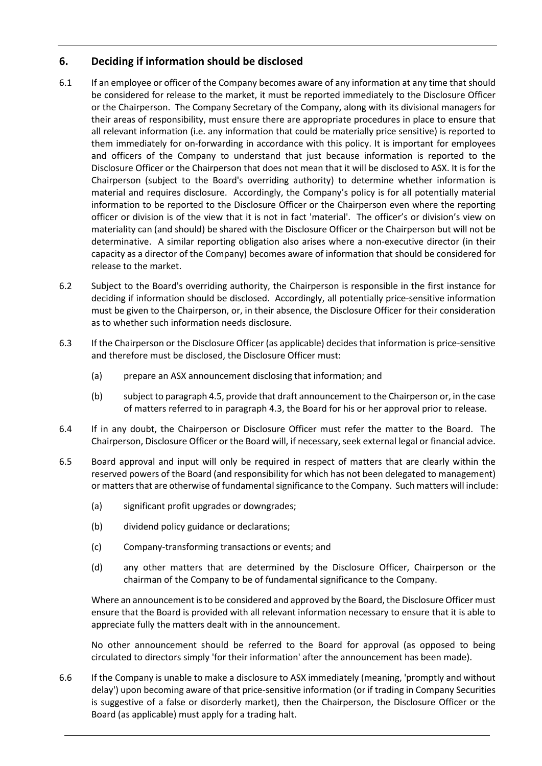## 6. Deciding if information should be disclosed

6.1 If an employee or officer of the Company becomes aware of any information at any time that should be considered for release to the market, it must be reported immediately to the Disclosure Officer or the Chairperson. The Company Secretary of the Company, along with its divisional managers for their areas of responsibility, must ensure there are appropriate procedures in place to ensure that all relevant information (i.e. any information that could be materially price sensitive) is reported to them immediately for on-forwarding in accordance with this policy. It is important for employees and officers of the Company to understand that just because information is reported to the Disclosure Officer or the Chairperson that does not mean that it will be disclosed to ASX. It is for the Chairperson (subject to the Board's overriding authority) to determine whether information is material and requires disclosure. Accordingly, the Company's policy is for all potentially material information to be reported to the Disclosure Officer or the Chairperson even where the reporting officer or division is of the view that it is not in fact 'material'. The officer's or division's view on materiality can (and should) be shared with the Disclosure Officer or the Chairperson but will not be determinative. A similar reporting obligation also arises where a non-executive director (in their capacity as a director of the Company) becomes aware of information that should be considered for release to the market.

6.2 Subject to the Board's overriding authority, the Chairperson is responsible in the first instance for deciding if information should be disclosed. Accordingly, all potentially price-sensitive information must be given to the Chairperson, or, in their absence, the Disclosure Officer for their consideration as to whether such information needs disclosure.

6.3 If the Chairperson or the Disclosure Officer (as applicable) decides that information is price-sensitive and therefore must be disclosed, the Disclosure Officer must:

(a) prepare an ASX announcement disclosing that information; and

(b) subject to paragraph 4.5, provide that draft announcement to the Chairperson or, in the case of matters referred to in paragraph 4.3, the Board for his or her approval prior to release.

6.4 If in any doubt, the Chairperson or Disclosure Officer must refer the matter to the Board. The Chairperson, Disclosure Officer or the Board will, if necessary, seek external legal or financial advice.

6.5 Board approval and input will only be required in respect of matters that are clearly within the reserved powers of the Board (and responsibility for which has not been delegated to management) or matters that are otherwise of fundamental significance to the Company. Such matters will include:

(a) significant profit upgrades or downgrades;

(b) dividend policy guidance or declarations;

(c) Company-transforming transactions or events; and

(d) any other matters that are determined by the Disclosure Officer, Chairperson or the chairman of the Company to be of fundamental significance to the Company.

Where an announcement is to be considered and approved by the Board, the Disclosure Officer must ensure that the Board is provided with all relevant information necessary to ensure that it is able to appreciate fully the matters dealt with in the announcement.

No other announcement should be referred to the Board for approval (as opposed to being circulated to directors simply 'for their information' after the announcement has been made).

6.6 If the Company is unable to make a disclosure to ASX immediately (meaning, 'promptly and without delay') upon becoming aware of that price-sensitive information (or if trading in Company Securities is suggestive of a false or disorderly market), then the Chairperson, the Disclosure Officer or the Board (as applicable) must apply for a trading halt.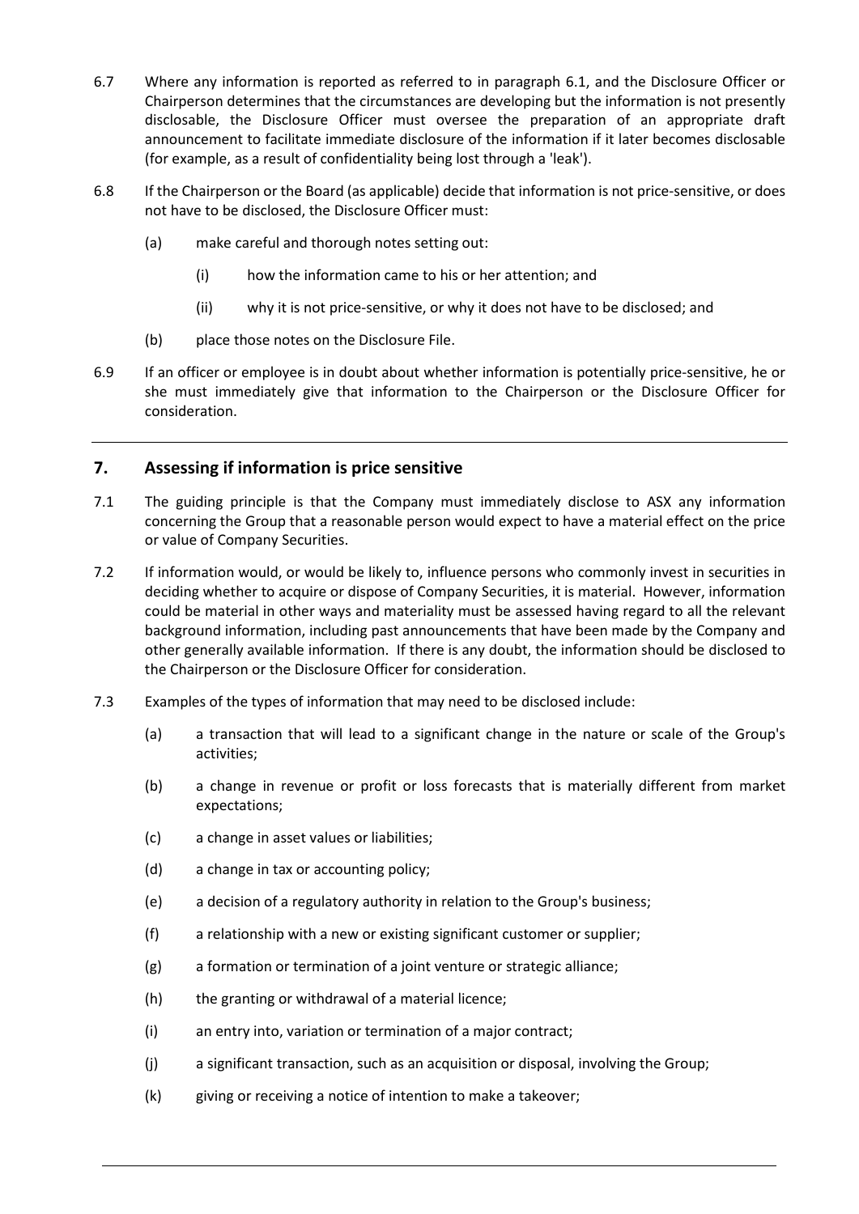6.7 Where any information is reported as referred to in paragraph 6.1, and the Disclosure Officer or Chairperson determines that the circumstances are developing but the information is not presently disclosable, the Disclosure Officer must oversee the preparation of an appropriate draft announcement to facilitate immediate disclosure of the information if it later becomes disclosable (for example, as a result of confidentiality being lost through a 'leak').

6.8 If the Chairperson or the Board (as applicable) decide that information is not price-sensitive, or does not have to be disclosed, the Disclosure Officer must:

- (a) make careful and thorough notes setting out:
  - (i) how the information came to his or her attention; and
  - (ii) why it is not price-sensitive, or why it does not have to be disclosed; and
- (b) place those notes on the Disclosure File.

6.9 If an officer or employee is in doubt about whether information is potentially price-sensitive, he or she must immediately give that information to the Chairperson or the Disclosure Officer for consideration.

## 7. Assessing if information is price sensitive

7.1 The guiding principle is that the Company must immediately disclose to ASX any information concerning the Group that a reasonable person would expect to have a material effect on the price or value of Company Securities.

7.2 If information would, or would be likely to, influence persons who commonly invest in securities in deciding whether to acquire or dispose of Company Securities, it is material. However, information could be material in other ways and materiality must be assessed having regard to all the relevant background information, including past announcements that have been made by the Company and other generally available information. If there is any doubt, the information should be disclosed to the Chairperson or the Disclosure Officer for consideration.

7.3 Examples of the types of information that may need to be disclosed include:

- (a) a transaction that will lead to a significant change in the nature or scale of the Group's activities;
- (b) a change in revenue or profit or loss forecasts that is materially different from market expectations;
- (c) a change in asset values or liabilities;
- (d) a change in tax or accounting policy;
- (e) a decision of a regulatory authority in relation to the Group's business;
- (f) a relationship with a new or existing significant customer or supplier;
- (g) a formation or termination of a joint venture or strategic alliance;
- (h) the granting or withdrawal of a material licence;
- (i) an entry into, variation or termination of a major contract;
- (j) a significant transaction, such as an acquisition or disposal, involving the Group;
- (k) giving or receiving a notice of intention to make a takeover;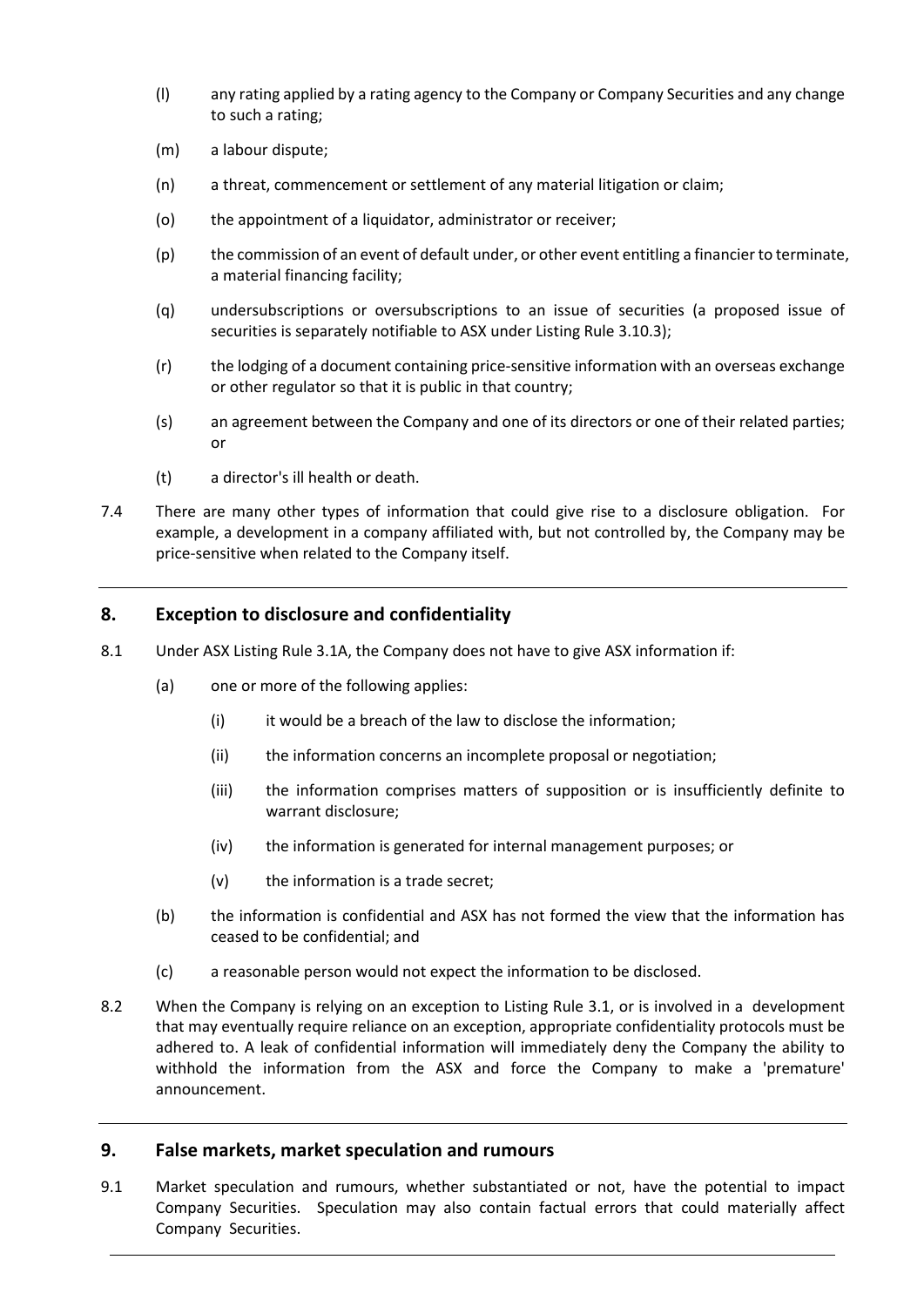(l) any rating applied by a rating agency to the Company or Company Securities and any change to such a rating;

(m) a labour dispute;

(n) a threat, commencement or settlement of any material litigation or claim;

(o) the appointment of a liquidator, administrator or receiver;

(p) the commission of an event of default under, or other event entitling a financier to terminate, a material financing facility;

(q) undersubscriptions or oversubscriptions to an issue of securities (a proposed issue of securities is separately notifiable to ASX under Listing Rule 3.10.3);

(r) the lodging of a document containing price-sensitive information with an overseas exchange or other regulator so that it is public in that country;

(s) an agreement between the Company and one of its directors or one of their related parties; or

(t) a director's ill health or death.

7.4 There are many other types of information that could give rise to a disclosure obligation. For example, a development in a company affiliated with, but not controlled by, the Company may be price-sensitive when related to the Company itself.

## 8. Exception to disclosure and confidentiality

8.1 Under ASX Listing Rule 3.1A, the Company does not have to give ASX information if:

(a) one or more of the following applies:

(i) it would be a breach of the law to disclose the information;

(ii) the information concerns an incomplete proposal or negotiation;

(iii) the information comprises matters of supposition or is insufficiently definite to warrant disclosure;

(iv) the information is generated for internal management purposes; or

(v) the information is a trade secret;

(b) the information is confidential and ASX has not formed the view that the information has ceased to be confidential; and

(c) a reasonable person would not expect the information to be disclosed.

8.2 When the Company is relying on an exception to Listing Rule 3.1, or is involved in a development that may eventually require reliance on an exception, appropriate confidentiality protocols must be adhered to. A leak of confidential information will immediately deny the Company the ability to withhold the information from the ASX and force the Company to make a 'premature' announcement.

## 9. False markets, market speculation and rumours

9.1 Market speculation and rumours, whether substantiated or not, have the potential to impact Company Securities. Speculation may also contain factual errors that could materially affect Company Securities.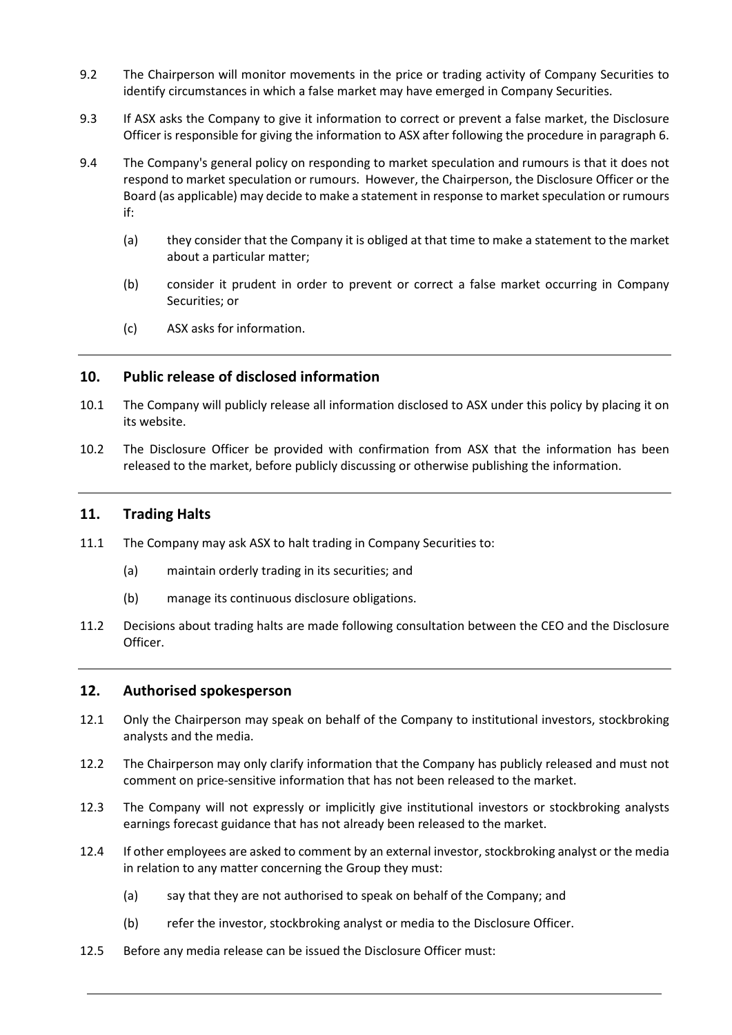9.2 The Chairperson will monitor movements in the price or trading activity of Company Securities to identify circumstances in which a false market may have emerged in Company Securities.

9.3 If ASX asks the Company to give it information to correct or prevent a false market, the Disclosure Officer is responsible for giving the information to ASX after following the procedure in paragraph 6.

9.4 The Company's general policy on responding to market speculation and rumours is that it does not respond to market speculation or rumours. However, the Chairperson, the Disclosure Officer or the Board (as applicable) may decide to make a statement in response to market speculation or rumours if:

- (a) they consider that the Company it is obliged at that time to make a statement to the market about a particular matter;
- (b) consider it prudent in order to prevent or correct a false market occurring in Company Securities; or
- (c) ASX asks for information.

## 10. Public release of disclosed information

10.1 The Company will publicly release all information disclosed to ASX under this policy by placing it on its website.

10.2 The Disclosure Officer be provided with confirmation from ASX that the information has been released to the market, before publicly discussing or otherwise publishing the information.

## 11. Trading Halts

11.1 The Company may ask ASX to halt trading in Company Securities to:

- (a) maintain orderly trading in its securities; and
- (b) manage its continuous disclosure obligations.

11.2 Decisions about trading halts are made following consultation between the CEO and the Disclosure Officer.

## 12. Authorised spokesperson

12.1 Only the Chairperson may speak on behalf of the Company to institutional investors, stockbroking analysts and the media.

12.2 The Chairperson may only clarify information that the Company has publicly released and must not comment on price-sensitive information that has not been released to the market.

12.3 The Company will not expressly or implicitly give institutional investors or stockbroking analysts earnings forecast guidance that has not already been released to the market.

12.4 If other employees are asked to comment by an external investor, stockbroking analyst or the media in relation to any matter concerning the Group they must:

- (a) say that they are not authorised to speak on behalf of the Company; and
- (b) refer the investor, stockbroking analyst or media to the Disclosure Officer.

12.5 Before any media release can be issued the Disclosure Officer must: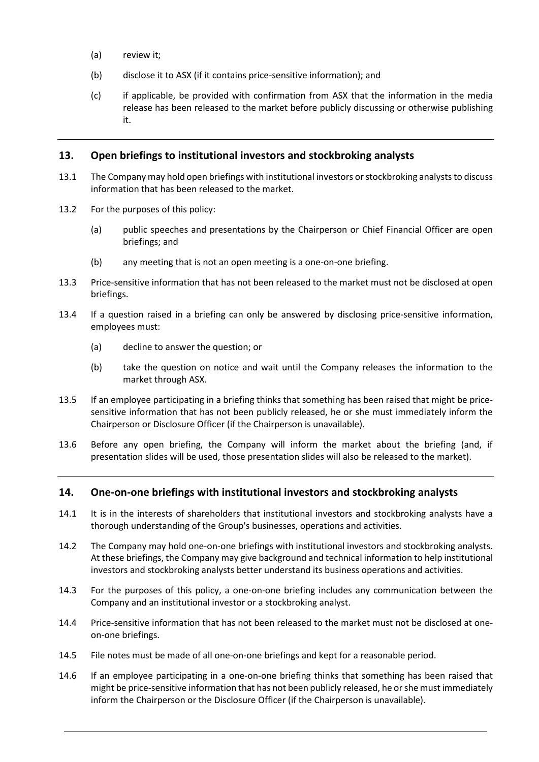(a) review it;

(b) disclose it to ASX (if it contains price-sensitive information); and

(c) if applicable, be provided with confirmation from ASX that the information in the media release has been released to the market before publicly discussing or otherwise publishing it.

## 13. Open briefings to institutional investors and stockbroking analysts

13.1 The Company may hold open briefings with institutional investors or stockbroking analysts to discuss information that has been released to the market.

13.2 For the purposes of this policy:

(a) public speeches and presentations by the Chairperson or Chief Financial Officer are open briefings; and

(b) any meeting that is not an open meeting is a one-on-one briefing.

13.3 Price-sensitive information that has not been released to the market must not be disclosed at open briefings.

13.4 If a question raised in a briefing can only be answered by disclosing price-sensitive information, employees must:

(a) decline to answer the question; or

(b) take the question on notice and wait until the Company releases the information to the market through ASX.

13.5 If an employee participating in a briefing thinks that something has been raised that might be price-sensitive information that has not been publicly released, he or she must immediately inform the Chairperson or Disclosure Officer (if the Chairperson is unavailable).

13.6 Before any open briefing, the Company will inform the market about the briefing (and, if presentation slides will be used, those presentation slides will also be released to the market).

## 14. One-on-one briefings with institutional investors and stockbroking analysts

14.1 It is in the interests of shareholders that institutional investors and stockbroking analysts have a thorough understanding of the Group's businesses, operations and activities.

14.2 The Company may hold one-on-one briefings with institutional investors and stockbroking analysts. At these briefings, the Company may give background and technical information to help institutional investors and stockbroking analysts better understand its business operations and activities.

14.3 For the purposes of this policy, a one-on-one briefing includes any communication between the Company and an institutional investor or a stockbroking analyst.

14.4 Price-sensitive information that has not been released to the market must not be disclosed at one-on-one briefings.

14.5 File notes must be made of all one-on-one briefings and kept for a reasonable period.

14.6 If an employee participating in a one-on-one briefing thinks that something has been raised that might be price-sensitive information that has not been publicly released, he or she must immediately inform the Chairperson or the Disclosure Officer (if the Chairperson is unavailable).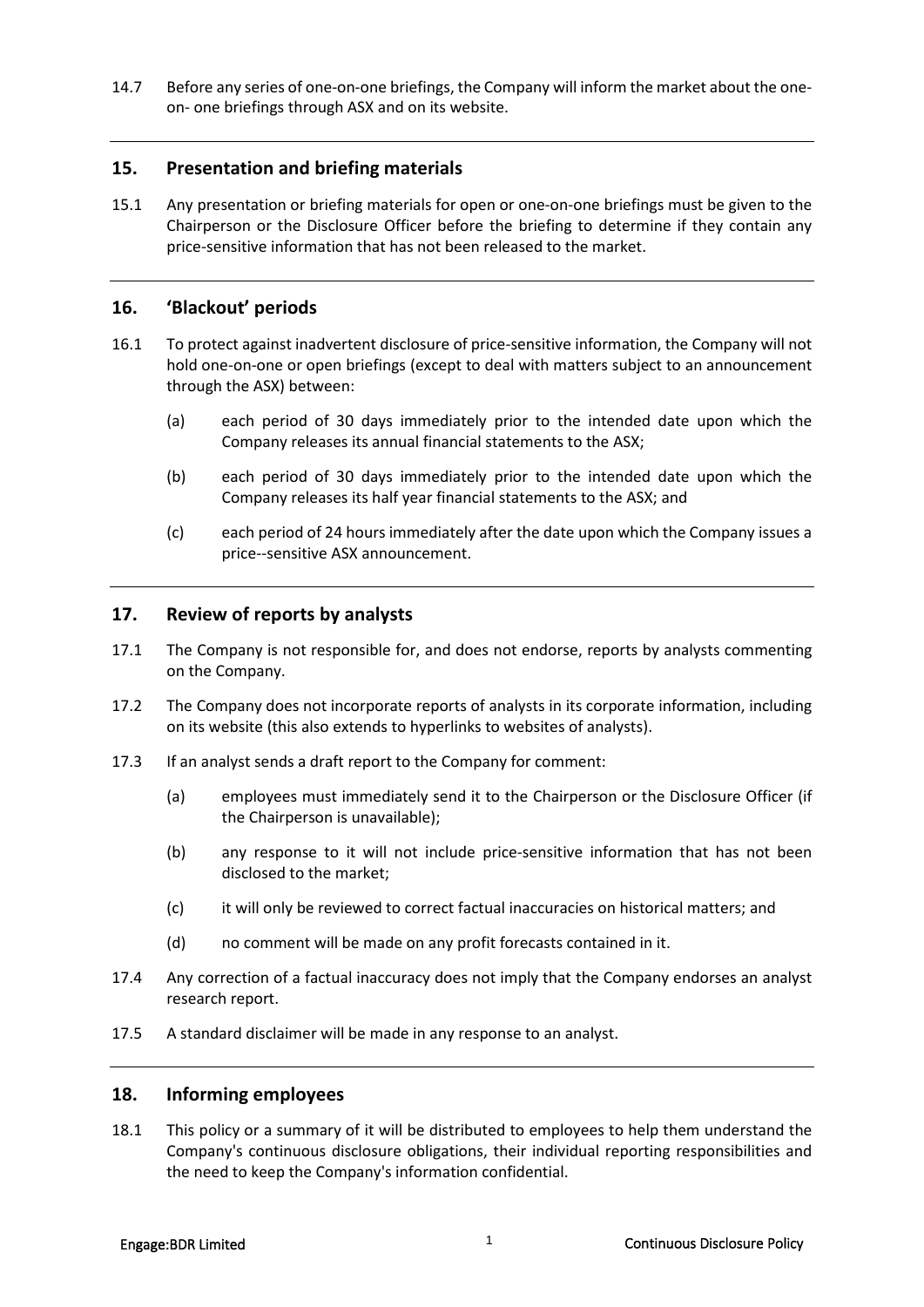14.7 Before any series of one-on-one briefings, the Company will inform the market about the one-on- one briefings through ASX and on its website.

---

## 15. Presentation and briefing materials

15.1 Any presentation or briefing materials for open or one-on-one briefings must be given to the Chairperson or the Disclosure Officer before the briefing to determine if they contain any price-sensitive information that has not been released to the market.

---

## 16. 'Blackout' periods

16.1 To protect against inadvertent disclosure of price-sensitive information, the Company will not hold one-on-one or open briefings (except to deal with matters subject to an announcement through the ASX) between:

(a) each period of 30 days immediately prior to the intended date upon which the Company releases its annual financial statements to the ASX;

(b) each period of 30 days immediately prior to the intended date upon which the Company releases its half year financial statements to the ASX; and

(c) each period of 24 hours immediately after the date upon which the Company issues a price--sensitive ASX announcement.

---

## 17. Review of reports by analysts

17.1 The Company is not responsible for, and does not endorse, reports by analysts commenting on the Company.

17.2 The Company does not incorporate reports of analysts in its corporate information, including on its website (this also extends to hyperlinks to websites of analysts).

17.3 If an analyst sends a draft report to the Company for comment:

(a) employees must immediately send it to the Chairperson or the Disclosure Officer (if the Chairperson is unavailable);

(b) any response to it will not include price-sensitive information that has not been disclosed to the market;

(c) it will only be reviewed to correct factual inaccuracies on historical matters; and

(d) no comment will be made on any profit forecasts contained in it.

17.4 Any correction of a factual inaccuracy does not imply that the Company endorses an analyst research report.

17.5 A standard disclaimer will be made in any response to an analyst.

---

## 18. Informing employees

18.1 This policy or a summary of it will be distributed to employees to help them understand the Company's continuous disclosure obligations, their individual reporting responsibilities and the need to keep the Company's information confidential.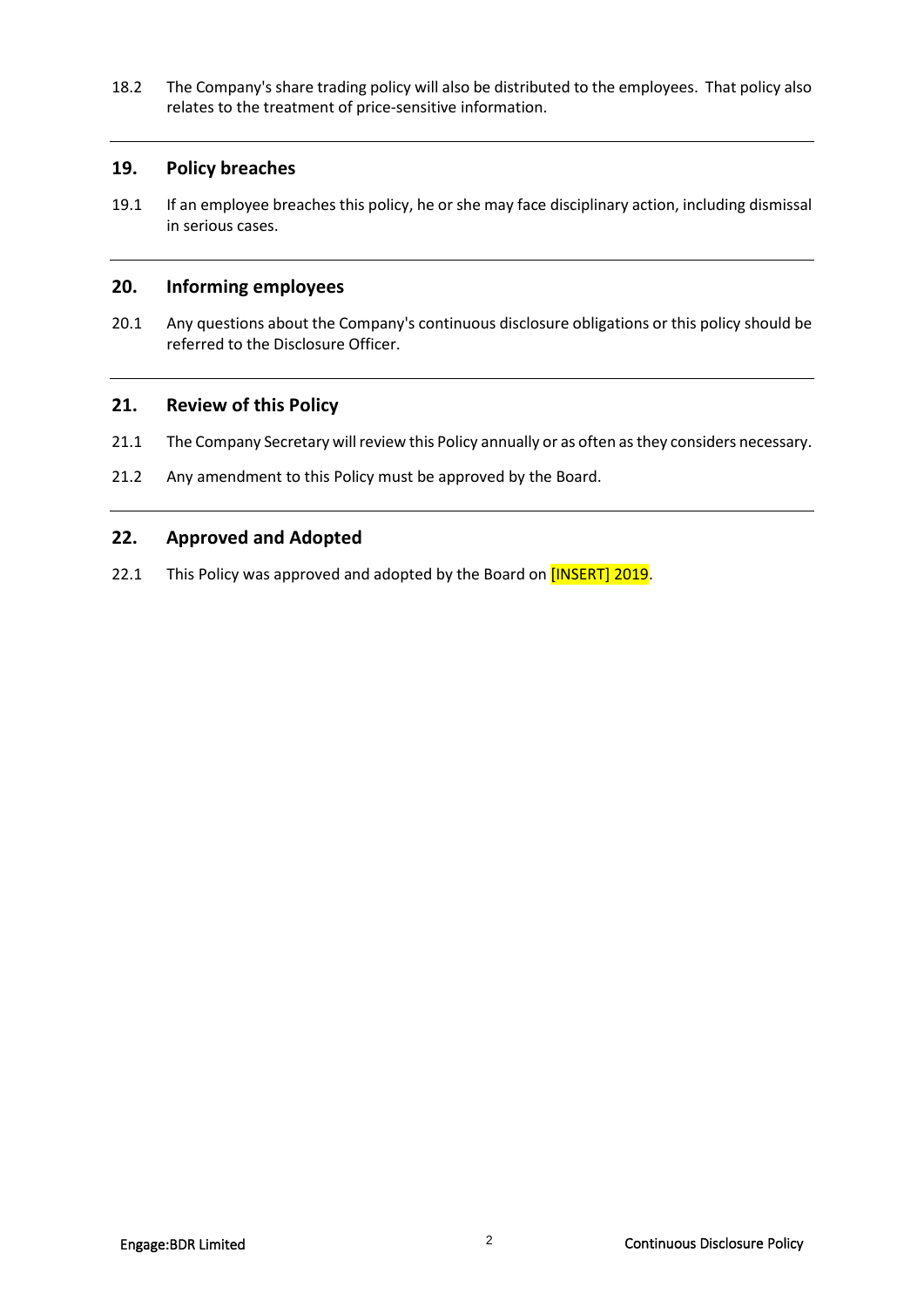18.2 The Company's share trading policy will also be distributed to the employees. That policy also relates to the treatment of price-sensitive information.

## 19. Policy breaches

19.1 If an employee breaches this policy, he or she may face disciplinary action, including dismissal in serious cases.

## 20. Informing employees

20.1 Any questions about the Company's continuous disclosure obligations or this policy should be referred to the Disclosure Officer.

## 21. Review of this Policy

21.1 The Company Secretary will review this Policy annually or as often as they considers necessary.

21.2 Any amendment to this Policy must be approved by the Board.

## 22. Approved and Adopted

22.1 This Policy was approved and adopted by the Board on [INSERT] 2019.